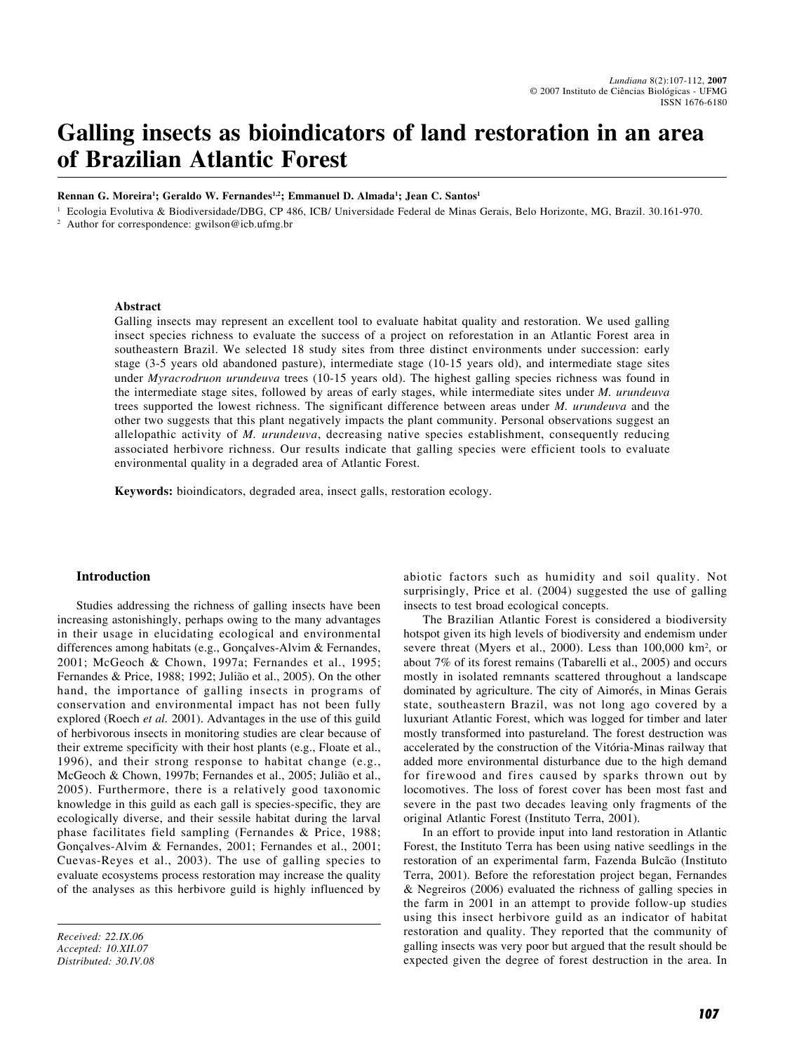# Galling insects as bioindicators of land restoration in an area of Brazilian Atlantic Forest

**Rennan G. Moreira[1]; Geraldo W. Fernandes[1,2]; Emmanuel D. Almada[1]; Jean C. Santos[1]**

[1] Ecologia Evolutiva & Biodiversidade/DBG, CP 486, ICB/ Universidade Federal de Minas Gerais, Belo Horizonte, MG, Brazil. 30.161-970.

[2] Author for correspondence: gwilson@icb.ufmg.br

### Abstract

Galling insects may represent an excellent tool to evaluate habitat quality and restoration. We used galling insect species richness to evaluate the success of a project on reforestation in an Atlantic Forest area in southeastern Brazil. We selected 18 study sites from three distinct environments under succession: early stage (3-5 years old abandoned pasture), intermediate stage (10-15 years old), and intermediate stage sites under *Myracrodruon urundeuva* trees (10-15 years old). The highest galling species richness was found in the intermediate stage sites, followed by areas of early stages, while intermediate sites under *M. urundeuva* trees supported the lowest richness. The significant difference between areas under *M. urundeuva* and the other two suggests that this plant negatively impacts the plant community. Personal observations suggest an allelopathic activity of *M. urundeuva*, decreasing native species establishment, consequently reducing associated herbivore richness. Our results indicate that galling species were efficient tools to evaluate environmental quality in a degraded area of Atlantic Forest.

**Keywords:** bioindicators, degraded area, insect galls, restoration ecology.

## Introduction

Studies addressing the richness of galling insects have been increasing astonishingly, perhaps owing to the many advantages in their usage in elucidating ecological and environmental differences among habitats (e.g., Gonçalves-Alvim & Fernandes, 2001; McGeoch & Chown, 1997a; Fernandes et al., 1995; Fernandes & Price, 1988; 1992; Julião et al., 2005). On the other hand, the importance of galling insects in programs of conservation and environmental impact has not been fully explored (Roech *et al.* 2001). Advantages in the use of this guild of herbivorous insects in monitoring studies are clear because of their extreme specificity with their host plants (e.g., Floate et al., 1996), and their strong response to habitat change (e.g., McGeoch & Chown, 1997b; Fernandes et al., 2005; Julião et al., 2005). Furthermore, there is a relatively good taxonomic knowledge in this guild as each gall is species-specific, they are ecologically diverse, and their sessile habitat during the larval phase facilitates field sampling (Fernandes & Price, 1988; Gonçalves-Alvim & Fernandes, 2001; Fernandes et al., 2001; Cuevas-Reyes et al., 2003). The use of galling species to evaluate ecosystems process restoration may increase the quality of the analyses as this herbivore guild is highly influenced by abiotic factors such as humidity and soil quality. Not surprisingly, Price et al. (2004) suggested the use of galling insects to test broad ecological concepts.

The Brazilian Atlantic Forest is considered a biodiversity hotspot given its high levels of biodiversity and endemism under severe threat (Myers et al., 2000). Less than 100,000 km$^2$, or about 7% of its forest remains (Tabarelli et al., 2005) and occurs mostly in isolated remnants scattered throughout a landscape dominated by agriculture. The city of Aimorés, in Minas Gerais state, southeastern Brazil, was not long ago covered by a luxuriant Atlantic Forest, which was logged for timber and later mostly transformed into pastureland. The forest destruction was accelerated by the construction of the Vitória-Minas railway that added more environmental disturbance due to the high demand for firewood and fires caused by sparks thrown out by locomotives. The loss of forest cover has been most fast and severe in the past two decades leaving only fragments of the original Atlantic Forest (Instituto Terra, 2001).

In an effort to provide input into land restoration in Atlantic Forest, the Instituto Terra has been using native seedlings in the restoration of an experimental farm, Fazenda Bulcão (Instituto Terra, 2001). Before the reforestation project began, Fernandes & Negreiros (2006) evaluated the richness of galling species in the farm in 2001 in an attempt to provide follow-up studies using this insect herbivore guild as an indicator of habitat restoration and quality. They reported that the community of galling insects was very poor but argued that the result should be expected given the degree of forest destruction in the area. In

*Received: 22.IX.06*
*Accepted: 10.XII.07*
*Distributed: 30.IV.08*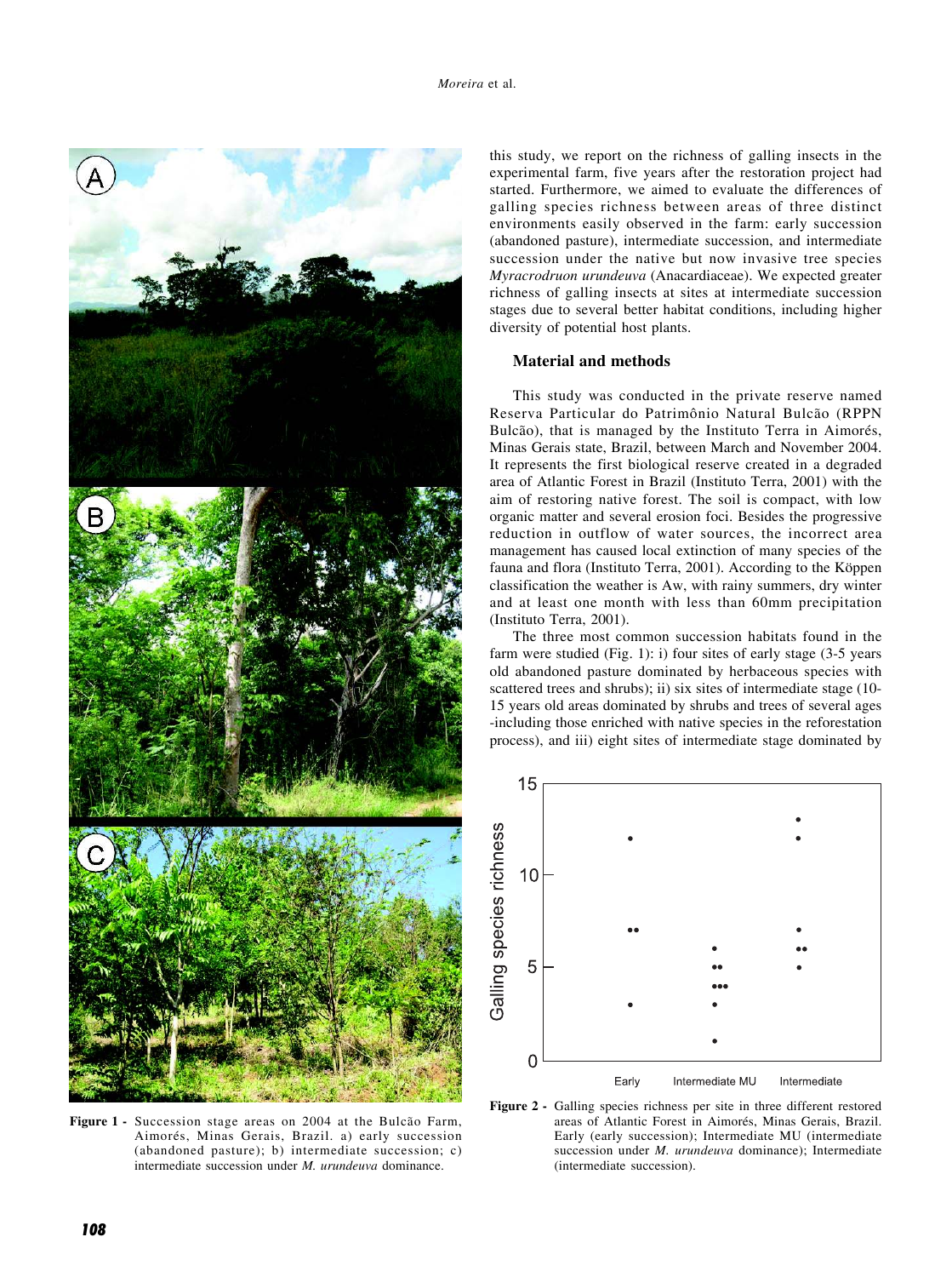Figure 1 - Succession stage areas on 2004 at the Bulcão Farm, Aimorés, Minas Gerais, Brazil. a) early succession (abandoned pasture); b) intermediate succession; c) intermediate succession under *M. urundeuva* dominance.

this study, we report on the richness of galling insects in the experimental farm, five years after the restoration project had started. Furthermore, we aimed to evaluate the differences of galling species richness between areas of three distinct environments easily observed in the farm: early succession (abandoned pasture), intermediate succession, and intermediate succession under the native but now invasive tree species *Myracrodruon urundeuva* (Anacardiaceae). We expected greater richness of galling insects at sites at intermediate succession stages due to several better habitat conditions, including higher diversity of potential host plants.

## Material and methods

This study was conducted in the private reserve named Reserva Particular do Patrimônio Natural Bulcão (RPPN Bulcão), that is managed by the Instituto Terra in Aimorés, Minas Gerais state, Brazil, between March and November 2004. It represents the first biological reserve created in a degraded area of Atlantic Forest in Brazil (Instituto Terra, 2001) with the aim of restoring native forest. The soil is compact, with low organic matter and several erosion foci. Besides the progressive reduction in outflow of water sources, the incorrect area management has caused local extinction of many species of the fauna and flora (Instituto Terra, 2001). According to the Köppen classification the weather is Aw, with rainy summers, dry winter and at least one month with less than 60mm precipitation (Instituto Terra, 2001).

The three most common succession habitats found in the farm were studied (Fig. 1): i) four sites of early stage (3-5 years old abandoned pasture dominated by herbaceous species with scattered trees and shrubs); ii) six sites of intermediate stage (10-15 years old areas dominated by shrubs and trees of several ages -including those enriched with native species in the reforestation process), and iii) eight sites of intermediate stage dominated by

Figure 2 - Galling species richness per site in three different restored areas of Atlantic Forest in Aimorés, Minas Gerais, Brazil. Early (early succession); Intermediate MU (intermediate succession under *M. urundeuva* dominance); Intermediate (intermediate succession).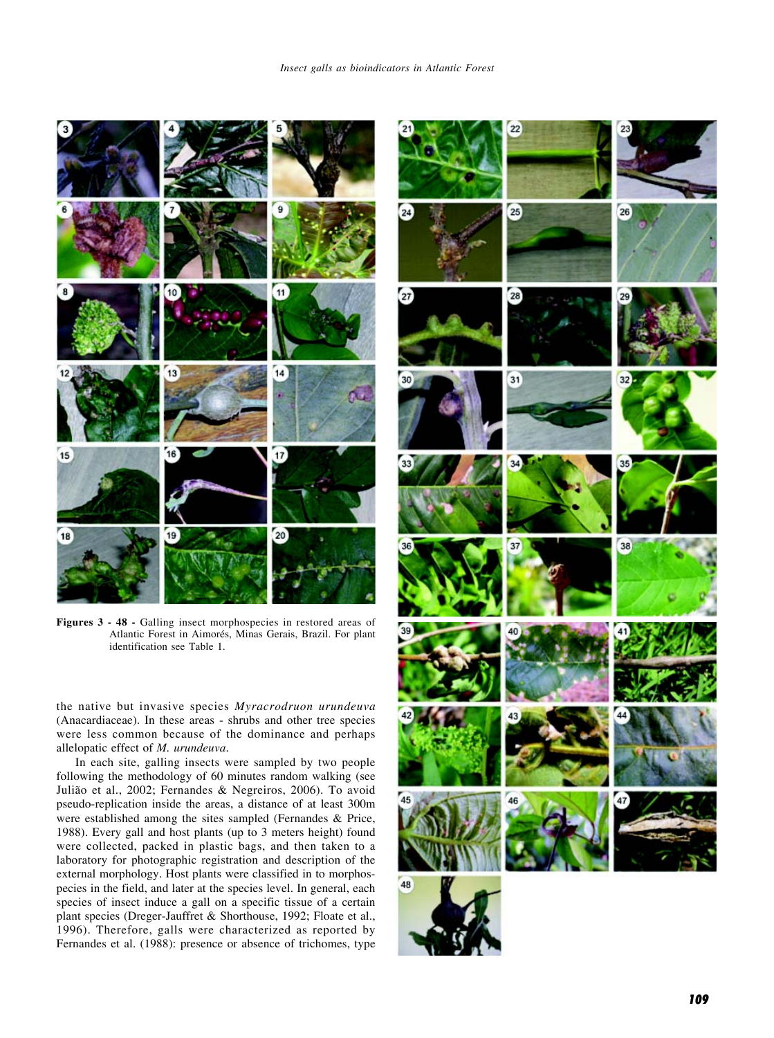**Figures 3 - 48 -** Galling insect morphospecies in restored areas of Atlantic Forest in Aimorés, Minas Gerais, Brazil. For plant identification see Table 1.

the native but invasive species *Myracrodruon urundeuva* (Anacardiaceae). In these areas - shrubs and other tree species were less common because of the dominance and perhaps allelopatic effect of *M. urundeuva*.

In each site, galling insects were sampled by two people following the methodology of 60 minutes random walking (see Julião et al., 2002; Fernandes & Negreiros, 2006). To avoid pseudo-replication inside the areas, a distance of at least 300m were established among the sites sampled (Fernandes & Price, 1988). Every gall and host plants (up to 3 meters height) found were collected, packed in plastic bags, and then taken to a laboratory for photographic registration and description of the external morphology. Host plants were classified in to morphospecies in the field, and later at the species level. In general, each species of insect induce a gall on a specific tissue of a certain plant species (Dreger-Jauffret & Shorthouse, 1992; Floate et al., 1996). Therefore, galls were characterized as reported by Fernandes et al. (1988): presence or absence of trichomes, type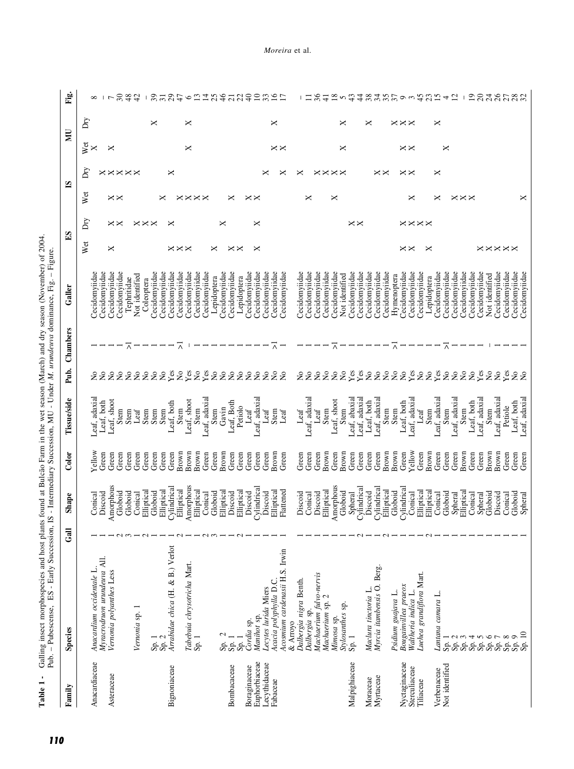**Table 1 -** Galling insect morphospecies and host plants found at Bulcão Farm in the wet season (March) and dry season (November) of 2004. Pub. – Pubescense, ES - Early Succession, IS - Intermediary Succession, MU - Under *M. urundeuva* dominance, Fig. – Figure.

| Family | Species | Gall | Shape | Color | Tissue/side | Pub. | Chambers | Galler | ES | | IS | | MU | | Fig. |
|---|---|---|---|---|---|---|---|---|---|---|---|---|---|---|---|
| | | | | | | | | | Wet | Dry | Wet | Dry | Wet | Dry | |
| Anacardiaceae | *Anacardium occidentale* L. | 1 | Conical | Yellow | Leaf, adaxial | No | 1 | Cecidomyiidae | | | | | X | | 8 |
| | *Myracrodruon urundeuva* All. | 1 | Discoid | Green | Leaf, both | No | 1 | Cecidomyiidae | | | | | | | – |
| Asteraceae | *Vernonia polyanthes* Less | 1 | Amorphous | Green | Leaf, shoot | No | 1 | Cecidomyiidae | X | | | X | X | | 7 |
| | | 2 | Globoid | Green | Stem | No | 1 | Cecidomyiidae | | X | X | X | | | 30 |
| | | 3 | Globoid | Green | Stem | No | >1 | Tephritidae | | X | X | X | | | 48 |
| | *Vernonia* sp. 1 | 1 | Conical | Green | Leaf | No | 1 | Not identified | | | | X | | | 42 |
| | | 2 | Elliptical | Green | Stem | No | 1 | Coleoptera | | X | | | | | – |
| | Sp. 1 | 1 | Globoid | Green | Stem | No | 1 | Cecidomyiidae | | X | | | | X | 39 |
| | Sp. 2 | 1 | Elliptical | Green | Stem | No | 1 | Cecidomyiidae | | X | X | | | | 31 |
| Bignoniaceae | *Arrabidae chica* (H. & B.) Verlot | 1 | Cylindrical | Green | Leaf, both | Yes | 1 | Cecidomyiidae | X | X | | X | | | 29 |
| | | 2 | Elliptical | Brown | Stem | No | >1 | Cecidomyiidae | X | | X | | | | 47 |
| | *Tabebuia chrysotricha* Mart. | 1 | Amorphous | Brown | Leaf, shoot | Yes | 1 | Cecidomyiidae | X | | X | | X | X | 6 |
| | Sp. 1 | 1 | Elliptical | Brown | Stem | No | 1 | Cecidomyiidae | | | X | | | | 13 |
| | | 2 | Conical | Green | Leaf, adaxial | Yes | 1 | Cecidomyiidae | | | X | | | | 14 |
| | | 3 | Globoid | Green | Stem | No | 1 | Lepidoptera | X | | | | | | 25 |
| | Sp. 2 | 1 | Elliptical | Brown | Gavin | No | 1 | Cecidomyiidae | | X | | | | | 46 |
| Bombacaceae | Sp. 1 | 1 | Discoid | Green | Leaf, Both | No | 1 | Cecidomyiidae | X | | X | | | | 21 |
| | Sp. 1 | 2 | Elliptical | Green | Petiolo | No | 1 | Lepidoptera | X | | | | | | 22 |
| Boraginaceae | *Cordia* sp. | 1 | Discoid | Green | Leaf | No | 1 | Cecidomyiidae | | | X | | | | 40 |
| Euphorbiaceae | *Manihot* sp. | 1 | Cylindrical | Green | Leaf, adaxial | No | 1 | Cecidomyiidae | X | X | X | | | | 10 |
| Lecythidaceae | *Lecytes lurida* Miers | 1 | Discoid | Green | Leaf | No | 1 | Cecidomyiidae | | | | X | | | 33 |
| Fabaceae | *Acacia polyphylla* D.C. | 1 | Elliptical | Brown | Stem | No | >1 | Cecidomyiidae | | | | | X | X | 16 |
| | *Acosmium cardenasii* H.S. Irwin & Arroyo | 1 | Flattened | Green | Leaf | No | 1 | Cecidomyiidae | | | | X | X | | 17 |
| | *Dalbergia nigra* Benth. | 1 | Discoid | Green | Leaf | No | 1 | Cecidomyiidae | | | | X | | | – |
| | *Dalbergia* sp. | 1 | Conical | Green | Leaf, adaxial | No | 1 | Cecidomyiidae | | | X | | | | 11 |
| | *Machaerium fulvo-nervis* | 1 | Discoid | Green | Leaf | No | 1 | Cecidomyiidae | | | | X | | | 36 |
| | *Machaerium* sp. 2 | 1 | Elliptical | Brown | Stem | No | 1 | Cecidomyiidae | | | | X | | | 41 |
| | *Mimosa* sp. | 1 | Amorphous | Green | Leaf, shoot | No | >1 | Cecidomyiidae | | | X | X | | | 18 |
| | *Stylosanthes* sp. | 1 | Globoid | Brown | Stem | No | 1 | Not identified | | | | X | X | X | 5 |
| Malpighiaceae | Sp. 1 | 1 | Spheral | Green | Leaf, abaxial | Yes | 1 | Cecidomyiidae | | X | | | | | 43 |
| | | 2 | Cylindrical | Green | Leaf, adaxial | Yes | 1 | Cecidomyiidae | | X | | | | | 44 |
| Moraceae | *Maclura tinctoria* L. | 1 | Discoid | Green | Leaf, both | No | 1 | Cecidomyiidae | | | | | | X | 38 |
| Myrtaceae | *Myrcia itambensis* O. Berg. | 1 | Cylindrical | Green | Leaf, adaxial | No | 1 | Cecidomyiidae | | | | X | | | 34 |
| | | 2 | Elliptical | Brown | Stem | No | 1 | Cecidomyiidae | | | | X | | | 35 |
| | *Psidium guajava* L. | 1 | Globoid | Brown | Stem | No | >1 | Hymenoptera | | | | | | X | 37 |
| Nyctaginaceae | *Bougainvillea praeox* | 1 | Cylindrical | Green | Leaf, both | No | 1 | Cecidomyiidae | X | X | | X | X | X | 9 |
| Sterculiaceae | *Waltheria indica* L. | 1 | Conical | Yellow | Leaf, adaxial | Yes | 1 | Cecidomyiidae | X | X | X | X | X | X | 3 |
| Tiliaceae | *Luehea grandiflora* Mart. | 1 | Elliptical | Green | Leaf | No | 1 | Cecidomyiidae | | X | | | | | 45 |
| | | 2 | Elliptical | Brown | Stem | No | 1 | Lepidoptera | X | X | | | | | 23 |
| Verbenaceae | *Lantana camara* L. | 1 | Conical | Green | Leaf, adaxial | Yes | 1 | Cecidomyiidae | | | X | X | | X | 15 |
| Not identified | Sp. 1 | 1 | Globoid | Green | Stem | No | >1 | Cecidomyiidae | | | | | | | 4 |
| | Sp. 2 | 1 | Spheral | Green | Leaf, adaxial | No | 1 | Cecidomyiidae | | | X | | X | | 12 |
| | Sp. 3 | 1 | Elliptical | Brown | Stem | No | 1 | Cecidomyiidae | | | X | | | | – |
| | Sp. 4 | 1 | Conical | Green | Leaf, both | No | 1 | Cecidomyiidae | | | X | | | | 19 |
| | Sp. 5 | 1 | Spheral | Green | Leaf, adaxial | Yes | 1 | Cecidomyiidae | X | | | | | | 20 |
| | Sp. 6 | 1 | Globoid | Brown | Stem | No | 1 | Not identified | X | | | | | | 24 |
| | Sp. 7 | 1 | Discoid | Brown | Leaf, adaxial | No | 1 | Cecidomyiidae | X | | | | | | 26 |
| | Sp. 8 | 1 | Conical | Green | Petiole | Yes | 1 | Cecidomyiidae | X | | | | | | 27 |
| | Sp. 9 | 1 | Globoid | Green | Leaf, both | No | 1 | Cecidomyiidae | X | | | | | | 28 |
| | Sp. 10 | 1 | Spheral | Green | Leaf, adaxial | No | 1 | Cecidomyiidae | | | X | | | | 32 |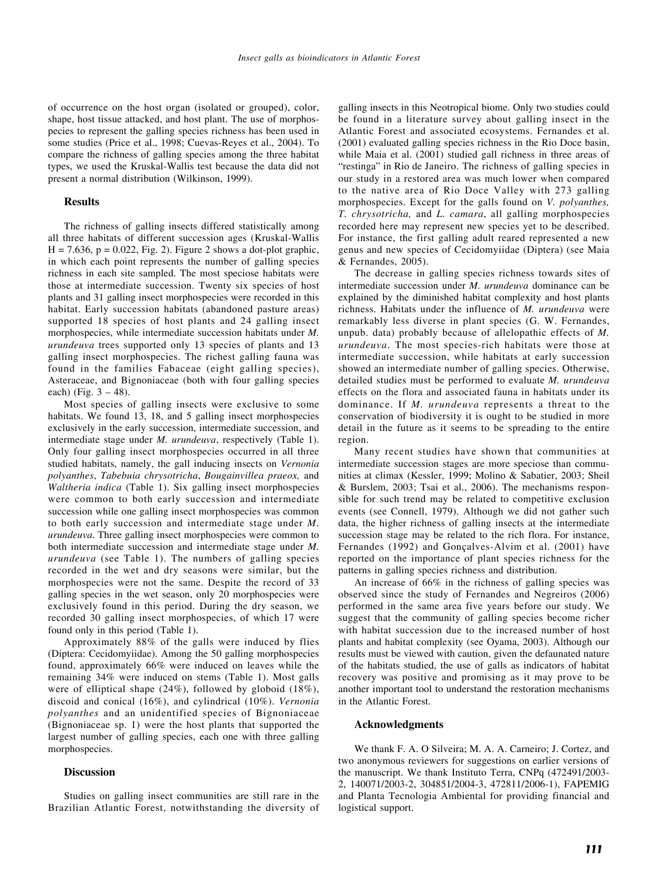of occurrence on the host organ (isolated or grouped), color, shape, host tissue attacked, and host plant. The use of morphospecies to represent the galling species richness has been used in some studies (Price et al., 1998; Cuevas-Reyes et al., 2004). To compare the richness of galling species among the three habitat types, we used the Kruskal-Wallis test because the data did not present a normal distribution (Wilkinson, 1999).

## Results

The richness of galling insects differed statistically among all three habitats of different succession ages (Kruskal-Wallis $H = 7.636$, $p = 0.022$, Fig. 2). Figure 2 shows a dot-plot graphic, in which each point represents the number of galling species richness in each site sampled. The most speciose habitats were those at intermediate succession. Twenty six species of host plants and 31 galling insect morphospecies were recorded in this habitat. Early succession habitats (abandoned pasture areas) supported 18 species of host plants and 24 galling insect morphospecies, while intermediate succession habitats under *M. urundeuva* trees supported only 13 species of plants and 13 galling insect morphospecies. The richest galling fauna was found in the families Fabaceae (eight galling species), Asteraceae, and Bignoniaceae (both with four galling species each) (Fig. 3 – 48).

Most species of galling insects were exclusive to some habitats. We found 13, 18, and 5 galling insect morphospecies exclusively in the early succession, intermediate succession, and intermediate stage under *M. urundeuva*, respectively (Table 1). Only four galling insect morphospecies occurred in all three studied habitats, namely, the gall inducing insects on *Vernonia polyanthes*, *Tabebuia chrysotricha*, *Bougainvillea praeox,* and *Waltheria indica* (Table 1). Six galling insect morphospecies were common to both early succession and intermediate succession while one galling insect morphospecies was common to both early succession and intermediate stage under *M. urundeuva*. Three galling insect morphospecies were common to both intermediate succession and intermediate stage under *M. urundeuva* (see Table 1). The numbers of galling species recorded in the wet and dry seasons were similar, but the morphospecies were not the same. Despite the record of 33 galling species in the wet season, only 20 morphospecies were exclusively found in this period. During the dry season, we recorded 30 galling insect morphospecies, of which 17 were found only in this period (Table 1).

Approximately 88% of the galls were induced by flies (Diptera: Cecidomyiidae). Among the 50 galling morphospecies found, approximately 66% were induced on leaves while the remaining 34% were induced on stems (Table 1). Most galls were of elliptical shape (24%), followed by globoid (18%), discoid and conical (16%), and cylindrical (10%). *Vernonia polyanthes* and an unidentified species of Bignoniaceae (Bignoniaceae sp. 1) were the host plants that supported the largest number of galling species, each one with three galling morphospecies.

## Discussion

Studies on galling insect communities are still rare in the Brazilian Atlantic Forest, notwithstanding the diversity of galling insects in this Neotropical biome. Only two studies could be found in a literature survey about galling insect in the Atlantic Forest and associated ecosystems. Fernandes et al. (2001) evaluated galling species richness in the Rio Doce basin, while Maia et al. (2001) studied gall richness in three areas of "restinga" in Rio de Janeiro. The richness of galling species in our study in a restored area was much lower when compared to the native area of Rio Doce Valley with 273 galling morphospecies. Except for the galls found on *V. polyanthes, T. chrysotricha,* and *L. camara*, all galling morphospecies recorded here may represent new species yet to be described. For instance, the first galling adult reared represented a new genus and new species of Cecidomyiidae (Diptera) (see Maia & Fernandes, 2005).

The decrease in galling species richness towards sites of intermediate succession under *M. urundeuva* dominance can be explained by the diminished habitat complexity and host plants richness. Habitats under the influence of *M. urundeuva* were remarkably less diverse in plant species (G. W. Fernandes, unpub. data) probably because of allelopathic effects of *M. urundeuva*. The most species-rich habitats were those at intermediate succession, while habitats at early succession showed an intermediate number of galling species. Otherwise, detailed studies must be performed to evaluate *M. urundeuva* effects on the flora and associated fauna in habitats under its dominance. If *M. urundeuva* represents a threat to the conservation of biodiversity it is ought to be studied in more detail in the future as it seems to be spreading to the entire region.

Many recent studies have shown that communities at intermediate succession stages are more speciose than communities at climax (Kessler, 1999; Molino & Sabatier, 2003; Sheil & Burslem, 2003; Tsai et al., 2006). The mechanisms responsible for such trend may be related to competitive exclusion events (see Connell, 1979). Although we did not gather such data, the higher richness of galling insects at the intermediate succession stage may be related to the rich flora. For instance, Fernandes (1992) and Gonçalves-Alvim et al. (2001) have reported on the importance of plant species richness for the patterns in galling species richness and distribution.

An increase of 66% in the richness of galling species was observed since the study of Fernandes and Negreiros (2006) performed in the same area five years before our study. We suggest that the community of galling species become richer with habitat succession due to the increased number of host plants and habitat complexity (see Oyama, 2003). Although our results must be viewed with caution, given the defaunated nature of the habitats studied, the use of galls as indicators of habitat recovery was positive and promising as it may prove to be another important tool to understand the restoration mechanisms in the Atlantic Forest.

## Acknowledgments

We thank F. A. O Silveira; M. A. A. Carneiro; J. Cortez, and two anonymous reviewers for suggestions on earlier versions of the manuscript. We thank Instituto Terra, CNPq (472491/2003-2, 140071/2003-2, 304851/2004-3, 472811/2006-1), FAPEMIG and Planta Tecnologia Ambiental for providing financial and logistical support.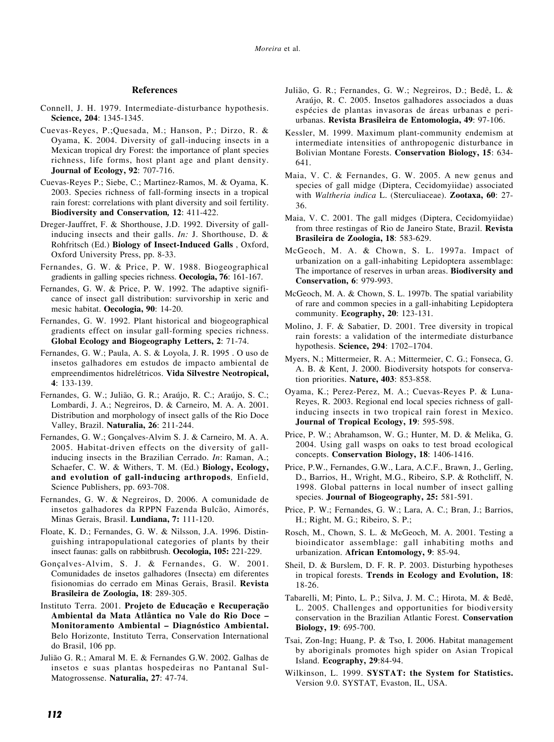## References

Connell, J. H. 1979. Intermediate-disturbance hypothesis. **Science, 204**: 1345-1345.

Cuevas-Reyes, P.;Quesada, M.; Hanson, P.; Dirzo, R. & Oyama, K. 2004. Diversity of gall-inducing insects in a Mexican tropical dry Forest: the importance of plant species richness, life forms, host plant age and plant density. **Journal of Ecology, 92**: 707-716.

Cuevas-Reyes P.; Siebe, C.; Martinez-Ramos, M. & Oyama, K. 2003. Species richness of fall-forming insects in a tropical rain forest: correlations with plant diversity and soil fertility. **Biodiversity and Conservation***,* **12**: 411-422.

Dreger-Jauffret, F. & Shorthouse, J.D. 1992. Diversity of gall-inducing insects and their galls. *In:* J. Shorthouse, D. & Rohfritsch (Ed.) **Biology of Insect-Induced Galls** , Oxford, Oxford University Press, pp. 8-33.

Fernandes, G. W. & Price, P. W. 1988. Biogeographical gradients in galling species richness. **Oecologia, 76**: 161-167.

Fernandes, G. W. & Price, P. W. 1992. The adaptive significance of insect gall distribution: survivorship in xeric and mesic habitat. **Oecologia, 90**: 14-20.

Fernandes, G. W. 1992. Plant historical and biogeographical gradients effect on insular gall-forming species richness. **Global Ecology and Biogeography Letters, 2**: 71-74.

Fernandes, G. W.; Paula, A. S. & Loyola, J. R. 1995 . O uso de insetos galhadores em estudos de impacto ambiental de empreendimentos hidrelétricos. **Vida Silvestre Neotropical, 4**: 133-139.

Fernandes, G. W.; Julião, G. R.; Araújo, R. C.; Araújo, S. C.; Lombardi, J. A.; Negreiros, D. & Carneiro, M. A. A. 2001. Distribution and morphology of insect galls of the Rio Doce Valley, Brazil. **Naturalia, 26**: 211-244.

Fernandes, G. W.; Gonçalves-Alvim S. J. & Carneiro, M. A. A. 2005. Habitat-driven effects on the diversity of gall-inducing insects in the Brazilian Cerrado. *In*: Raman, A.; Schaefer, C. W. & Withers, T. M. (Ed.) **Biology, Ecology, and evolution of gall-inducing arthropods***,* Enfield, Science Publishers, pp. 693-708.

Fernandes, G. W. & Negreiros, D. 2006. A comunidade de insetos galhadores da RPPN Fazenda Bulcão, Aimorés, Minas Gerais, Brasil. **Lundiana, 7:** 111-120.

Floate, K. D.; Fernandes, G. W. & Nilsson, J.A. 1996. Distinguishing intrapopulational categories of plants by their insect faunas: galls on rabbitbrush. **Oecologia, 105:** 221-229.

Gonçalves-Alvim, S. J. & Fernandes, G. W. 2001. Comunidades de insetos galhadores (Insecta) em diferentes fisionomias do cerrado em Minas Gerais, Brasil. **Revista Brasileira de Zoologia, 18**: 289-305.

Instituto Terra. 2001. **Projeto de Educação e Recuperação Ambiental da Mata Atlântica no Vale do Rio Doce – Monitoramento Ambiental – Diagnóstico Ambiental.** Belo Horizonte, Instituto Terra, Conservation International do Brasil, 106 pp.

Julião G. R.; Amaral M. E. & Fernandes G.W. 2002. Galhas de insetos e suas plantas hospedeiras no Pantanal Sul-Matogrossense. **Naturalia, 27**: 47-74.

Julião, G. R.; Fernandes, G. W.; Negreiros, D.; Bedê, L. & Araújo, R. C. 2005. Insetos galhadores associados a duas espécies de plantas invasoras de áreas urbanas e peri-urbanas. **Revista Brasileira de Entomologia, 49**: 97-106.

Kessler, M. 1999. Maximum plant-community endemism at intermediate intensities of anthropogenic disturbance in Bolivian Montane Forests. **Conservation Biology, 15**: 634-641.

Maia, V. C. & Fernandes, G. W. 2005. A new genus and species of gall midge (Diptera, Cecidomyiidae) associated with *Waltheria indica* L. (Sterculiaceae). **Zootaxa, 60**: 27-36.

Maia, V. C. 2001. The gall midges (Diptera, Cecidomyiidae) from three restingas of Rio de Janeiro State, Brazil. **Revista Brasileira de Zoologia, 18**: 583-629.

McGeoch, M. A. & Chown, S. L. 1997a. Impact of urbanization on a gall-inhabiting Lepidoptera assemblage: The importance of reserves in urban areas. **Biodiversity and Conservation, 6**: 979-993.

McGeoch, M. A. & Chown, S. L. 1997b. The spatial variability of rare and common species in a gall-inhabiting Lepidoptera community. **Ecography, 20**: 123-131.

Molino, J. F. & Sabatier, D. 2001. Tree diversity in tropical rain forests: a validation of the intermediate disturbance hypothesis. **Science, 294**: 1702–1704.

Myers, N.; Mittermeier, R. A.; Mittermeier, C. G.; Fonseca, G. A. B. & Kent, J. 2000. Biodiversity hotspots for conservation priorities. **Nature, 403**: 853-858.

Oyama, K.; Perez-Perez, M. A.; Cuevas-Reyes P. & Luna-Reyes, R. 2003. Regional end local species richness of gall-inducing insects in two tropical rain forest in Mexico. **Journal of Tropical Ecology, 19**: 595-598.

Price, P. W.; Abrahamson, W. G.; Hunter, M. D. & Melika, G. 2004. Using gall wasps on oaks to test broad ecological concepts. **Conservation Biology, 18**: 1406-1416.

Price, P.W., Fernandes, G.W., Lara, A.C.F., Brawn, J., Gerling, D., Barrios, H., Wright, M.G., Ribeiro, S.P. & Rothcliff, N. 1998. Global patterns in local number of insect galling species. **Journal of Biogeography, 25:** 581-591.

Price, P. W.; Fernandes, G. W.; Lara, A. C.; Bran, J.; Barrios, H.; Right, M. G.; Ribeiro, S. P.;

Rosch, M., Chown, S. L. & McGeoch, M. A. 2001. Testing a bioindicator assemblage: gall inhabiting moths and urbanization. **African Entomology, 9**: 85-94.

Sheil, D. & Burslem, D. F. R. P. 2003. Disturbing hypotheses in tropical forests. **Trends in Ecology and Evolution, 18**: 18-26.

Tabarelli, M; Pinto, L. P.; Silva, J. M. C.; Hirota, M. & Bedê, L. 2005. Challenges and opportunities for biodiversity conservation in the Brazilian Atlantic Forest. **Conservation Biology, 19**: 695-700.

Tsai, Zon-Ing; Huang, P. & Tso, I. 2006. Habitat management by aboriginals promotes high spider on Asian Tropical Island. **Ecography, 29**:84-94.

Wilkinson, L. 1999. **SYSTAT: the System for Statistics.** Version 9.0. SYSTAT, Evaston, IL, USA.